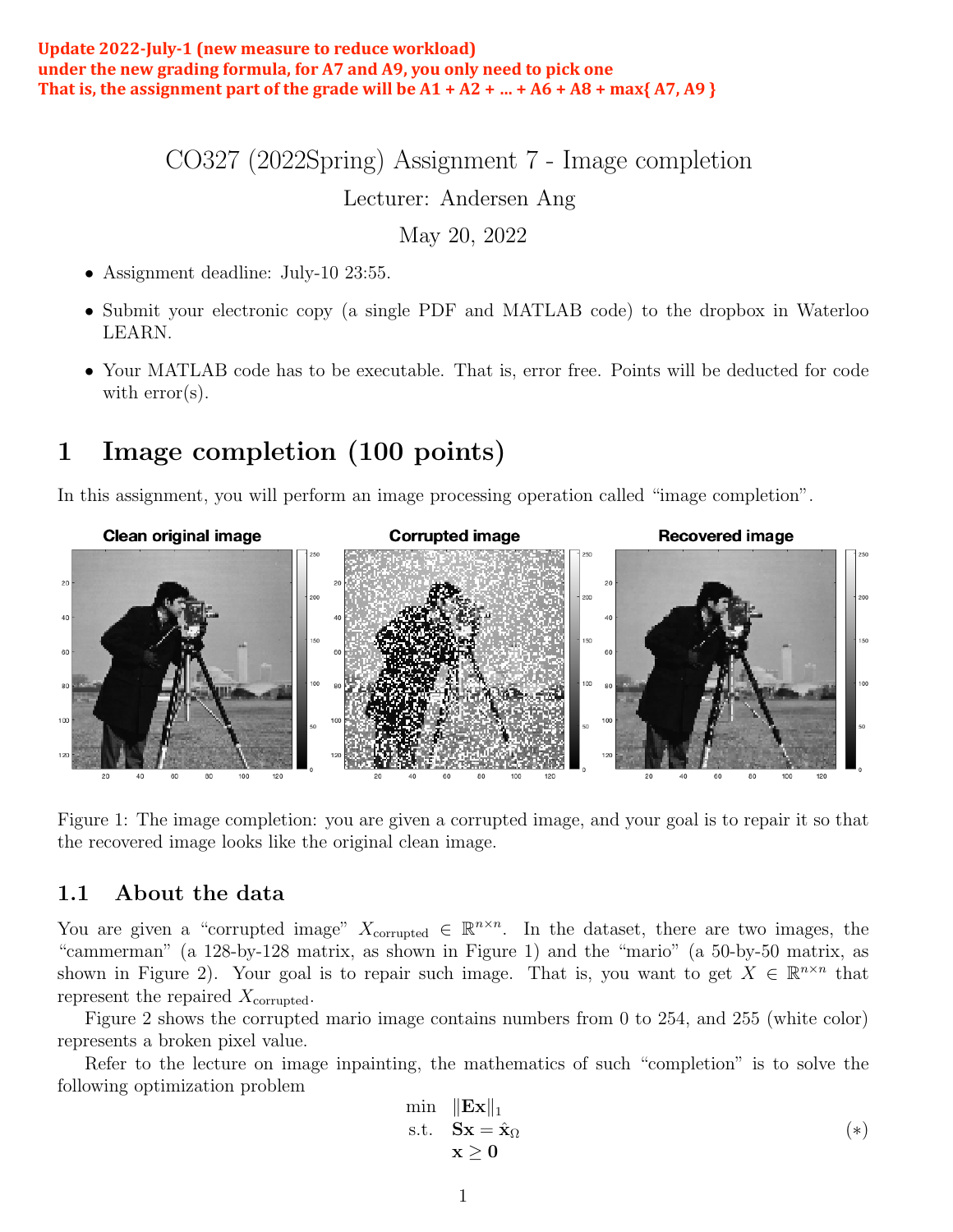**Update 2022-July-1 (new measure to reduce workload)**
**under the new grading formula, for A7 and A9, you only need to pick one**
**That is, the assignment part of the grade will be A1 + A2 + … + A6 + A8 + max{ A7, A9 }**

# CO327 (2022Spring) Assignment 7 - Image completion

Lecturer: Andersen Ang

May 20, 2022

- Assignment deadline: July-10 23:55.
- Submit your electronic copy (a single PDF and MATLAB code) to the dropbox in Waterloo LEARN.
- Your MATLAB code has to be executable. That is, error free. Points will be deducted for code with error(s).

## 1 Image completion (100 points)

In this assignment, you will perform an image processing operation called "image completion".

Figure 1: The image completion: you are given a corrupted image, and your goal is to repair it so that the recovered image looks like the original clean image.

### 1.1 About the data

You are given a "corrupted image" $X_{\text{corrupted}} \in \mathbb{R}^{n \times n}$. In the dataset, there are two images, the "cammerman" (a 128-by-128 matrix, as shown in Figure 1) and the "mario" (a 50-by-50 matrix, as shown in Figure 2). Your goal is to repair such image. That is, you want to get $X \in \mathbb{R}^{n \times n}$ that represent the repaired $X_{\text{corrupted}}$.

Figure 2 shows the corrupted mario image contains numbers from 0 to 254, and 255 (white color) represents a broken pixel value.

Refer to the lecture on image inpainting, the mathematics of such "completion" is to solve the following optimization problem

$$
\begin{aligned}
\min \quad & \|\mathbf{E}\mathbf{x}\|_1 \\
\text{s.t.} \quad & \mathbf{S}\mathbf{x} = \hat{\mathbf{x}}_\Omega \\
& \mathbf{x} \geq \mathbf{0}
\end{aligned}
\tag{$*$}
$$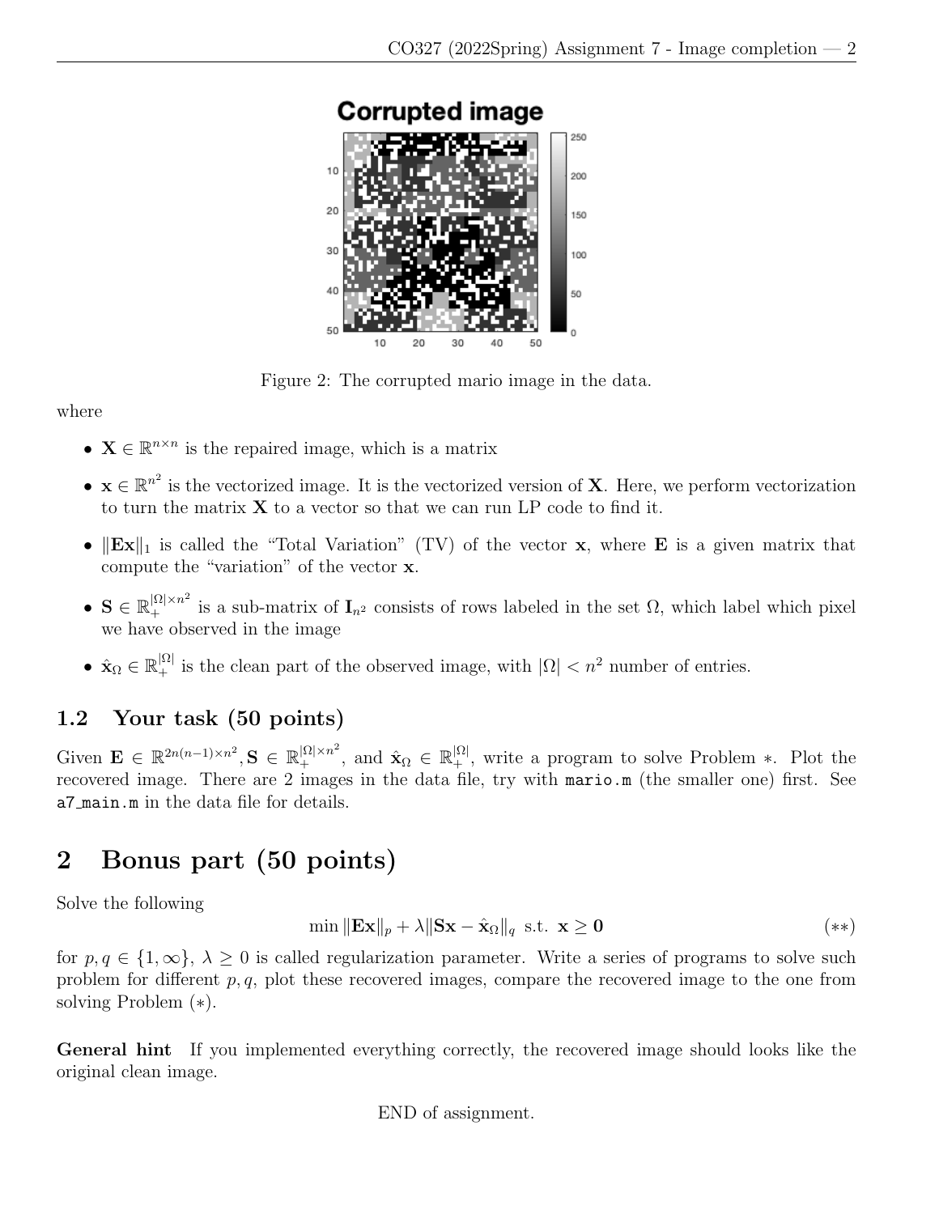Corrupted image

10
20
30
40
50

10 20 30 40 50

250
200
150
100
50
0

Figure 2: The corrupted mario image in the data.

where

- $\mathbf{X} \in \mathbb{R}^{n \times n}$ is the repaired image, which is a matrix
- $\mathbf{x} \in \mathbb{R}^{n^2}$ is the vectorized image. It is the vectorized version of $\mathbf{X}$. Here, we perform vectorization to turn the matrix $\mathbf{X}$ to a vector so that we can run LP code to find it.
- $\|\mathbf{E}\mathbf{x}\|_1$ is called the "Total Variation" (TV) of the vector $\mathbf{x}$, where $\mathbf{E}$ is a given matrix that compute the "variation" of the vector $\mathbf{x}$.
- $\mathbf{S} \in \mathbb{R}_+^{|\Omega| \times n^2}$ is a sub-matrix of $\mathbf{I}_{n^2}$ consists of rows labeled in the set $\Omega$, which label which pixel we have observed in the image
- $\hat{\mathbf{x}}_\Omega \in \mathbb{R}_+^{|\Omega|}$ is the clean part of the observed image, with $|\Omega| < n^2$ number of entries.

### 1.2 Your task (50 points)

Given $\mathbf{E} \in \mathbb{R}^{2n(n-1) \times n^2}, \mathbf{S} \in \mathbb{R}_+^{|\Omega| \times n^2}$, and $\hat{\mathbf{x}}_\Omega \in \mathbb{R}_+^{|\Omega|}$, write a program to solve Problem $*$. Plot the recovered image. There are 2 images in the data file, try with `mario.m` (the smaller one) first. See `a7_main.m` in the data file for details.

## 2 Bonus part (50 points)

Solve the following

$$\min \|\mathbf{E}\mathbf{x}\|_p + \lambda \|\mathbf{S}\mathbf{x} - \hat{\mathbf{x}}_\Omega\|_q \text{ s.t. } \mathbf{x} \geq \mathbf{0} \tag{$**$}$$

for $p, q \in \{1, \infty\}$, $\lambda \geq 0$ is called regularization parameter. Write a series of programs to solve such problem for different $p, q$, plot these recovered images, compare the recovered image to the one from solving Problem $(*)$.

**General hint** If you implemented everything correctly, the recovered image should looks like the original clean image.

END of assignment.